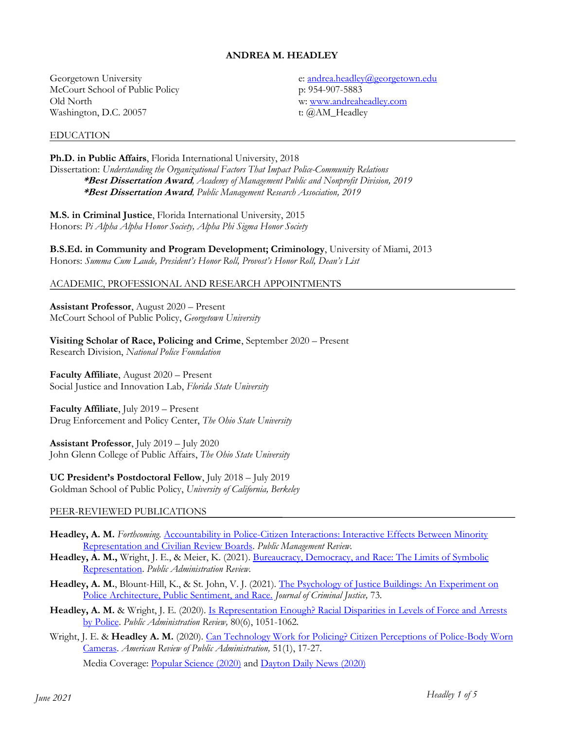# ANDREA M. HEADLEY

Georgetown University
McCourt School of Public Policy
Old North
Washington, D.C. 20057

e: andrea.headley@georgetown.edu
p: 954-907-5883
w: www.andreaheadley.com
t: @AM_Headley

## EDUCATION

**Ph.D. in Public Affairs**, Florida International University, 2018
Dissertation: *Understanding the Organizational Factors That Impact Police-Community Relations*
*****Best Dissertation Award**, *Academy of Management Public and Nonprofit Division, 2019*
*****Best Dissertation Award**, *Public Management Research Association, 2019*

**M.S. in Criminal Justice**, Florida International University, 2015
Honors: *Pi Alpha Alpha Honor Society, Alpha Phi Sigma Honor Society*

**B.S.Ed. in Community and Program Development; Criminology**, University of Miami, 2013
Honors: *Summa Cum Laude, President's Honor Roll, Provost's Honor Roll, Dean's List*

## ACADEMIC, PROFESSIONAL AND RESEARCH APPOINTMENTS

**Assistant Professor**, August 2020 – Present
McCourt School of Public Policy, *Georgetown University*

**Visiting Scholar of Race, Policing and Crime**, September 2020 – Present
Research Division, *National Police Foundation*

**Faculty Affiliate**, August 2020 – Present
Social Justice and Innovation Lab, *Florida State University*

**Faculty Affiliate**, July 2019 – Present
Drug Enforcement and Policy Center, *The Ohio State University*

**Assistant Professor**, July 2019 – July 2020
John Glenn College of Public Affairs, *The Ohio State University*

**UC President's Postdoctoral Fellow**, July 2018 – July 2019
Goldman School of Public Policy, *University of California, Berkeley*

## PEER-REVIEWED PUBLICATIONS

**Headley, A. M.** *Forthcoming.* Accountability in Police-Citizen Interactions: Interactive Effects Between Minority Representation and Civilian Review Boards. *Public Management Review*.

**Headley, A. M.,** Wright, J. E., & Meier, K. (2021). Bureaucracy, Democracy, and Race: The Limits of Symbolic Representation. *Public Administration Review*.

**Headley, A. M.**, Blount-Hill, K., & St. John, V. J. (2021). The Psychology of Justice Buildings: An Experiment on Police Architecture, Public Sentiment, and Race. *Journal of Criminal Justice,* 73.

**Headley, A. M.** & Wright, J. E. (2020). Is Representation Enough? Racial Disparities in Levels of Force and Arrests by Police. *Public Administration Review,* 80(6), 1051-1062.

Wright, J. E. & **Headley A. M.** (2020). Can Technology Work for Policing? Citizen Perceptions of Police-Body Worn Cameras. *American Review of Public Administration,* 51(1), 17-27.

Media Coverage: Popular Science (2020) and Dayton Daily News (2020)

*June 2021*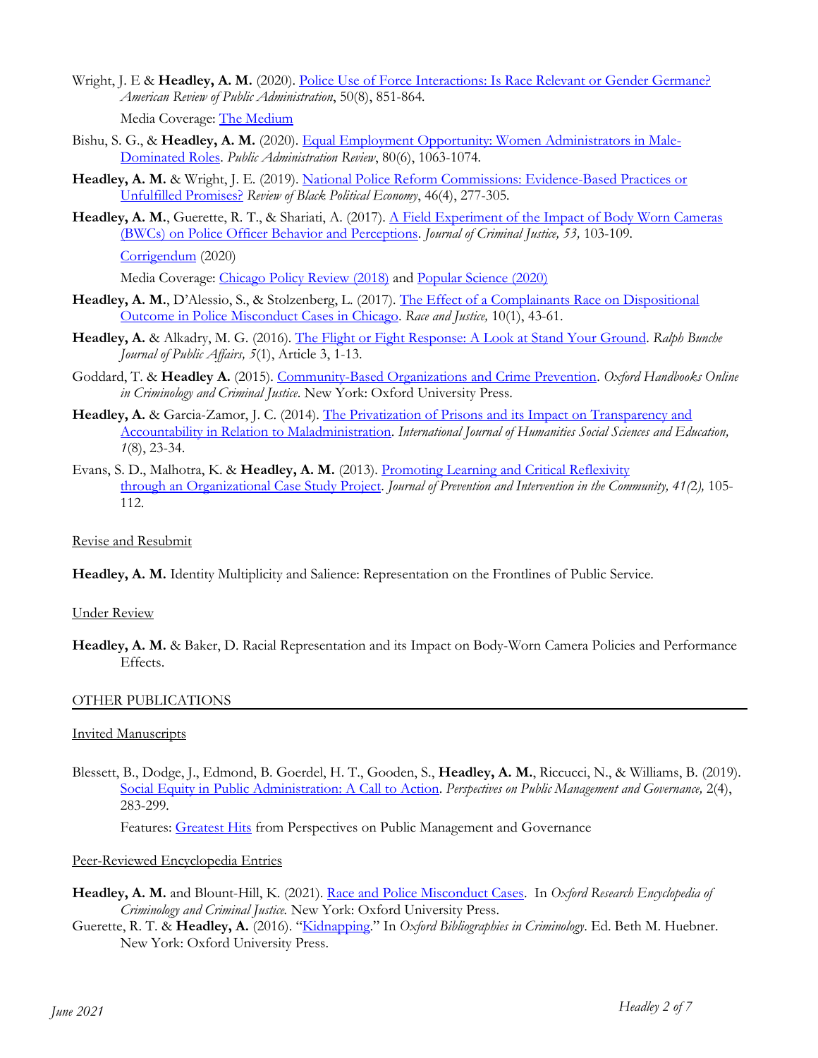Wright, J. E & **Headley, A. M.** (2020). [Police Use of Force Interactions: Is Race Relevant or Gender Germane?]() *American Review of Public Administration*, 50(8), 851-864.

Media Coverage: [The Medium]()

Bishu, S. G., & **Headley, A. M.** (2020). [Equal Employment Opportunity: Women Administrators in Male-Dominated Roles](). *Public Administration Review*, 80(6), 1063-1074.

**Headley, A. M.** & Wright, J. E. (2019). [National Police Reform Commissions: Evidence-Based Practices or Unfulfilled Promises?]() *Review of Black Political Economy*, 46(4), 277-305.

**Headley, A. M.**, Guerette, R. T., & Shariati, A. (2017). [A Field Experiment of the Impact of Body Worn Cameras (BWCs) on Police Officer Behavior and Perceptions](). *Journal of Criminal Justice, 53,* 103-109.

[Corrigendum]() (2020)

Media Coverage: [Chicago Policy Review (2018)]() and [Popular Science (2020)]()

**Headley, A. M.**, D'Alessio, S., & Stolzenberg, L. (2017). [The Effect of a Complainants Race on Dispositional Outcome in Police Misconduct Cases in Chicago](). *Race and Justice,* 10(1), 43-61.

**Headley, A.** & Alkadry, M. G. (2016). [The Flight or Fight Response: A Look at Stand Your Ground](). *Ralph Bunche Journal of Public Affairs, 5*(1), Article 3, 1-13.

Goddard, T. & **Headley A.** (2015). [Community-Based Organizations and Crime Prevention](). *Oxford Handbooks Online in Criminology and Criminal Justice*. New York: Oxford University Press.

**Headley, A.** & Garcia-Zamor, J. C. (2014). [The Privatization of Prisons and its Impact on Transparency and Accountability in Relation to Maladministration](). *International Journal of Humanities Social Sciences and Education, 1*(8), 23-34.

Evans, S. D., Malhotra, K. & **Headley, A. M.** (2013). [Promoting Learning and Critical Reflexivity through an Organizational Case Study Project](). *Journal of Prevention and Intervention in the Community, 41(2),* 105-112.

Revise and Resubmit

**Headley, A. M.** Identity Multiplicity and Salience: Representation on the Frontlines of Public Service.

Under Review

**Headley, A. M.** & Baker, D. Racial Representation and its Impact on Body-Worn Camera Policies and Performance Effects.

## OTHER PUBLICATIONS

Invited Manuscripts

Blessett, B., Dodge, J., Edmond, B. Goerdel, H. T., Gooden, S., **Headley, A. M.**, Riccucci, N., & Williams, B. (2019). [Social Equity in Public Administration: A Call to Action](). *Perspectives on Public Management and Governance,* 2(4), 283-299.

Features: [Greatest Hits]() from Perspectives on Public Management and Governance

Peer-Reviewed Encyclopedia Entries

**Headley, A. M.** and Blount-Hill, K. (2021). [Race and Police Misconduct Cases](). In *Oxford Research Encyclopedia of Criminology and Criminal Justice.* New York: Oxford University Press.

Guerette, R. T. & **Headley, A.** (2016). "[Kidnapping]()." In *Oxford Bibliographies in Criminology*. Ed. Beth M. Huebner. New York: Oxford University Press.

*June 2021*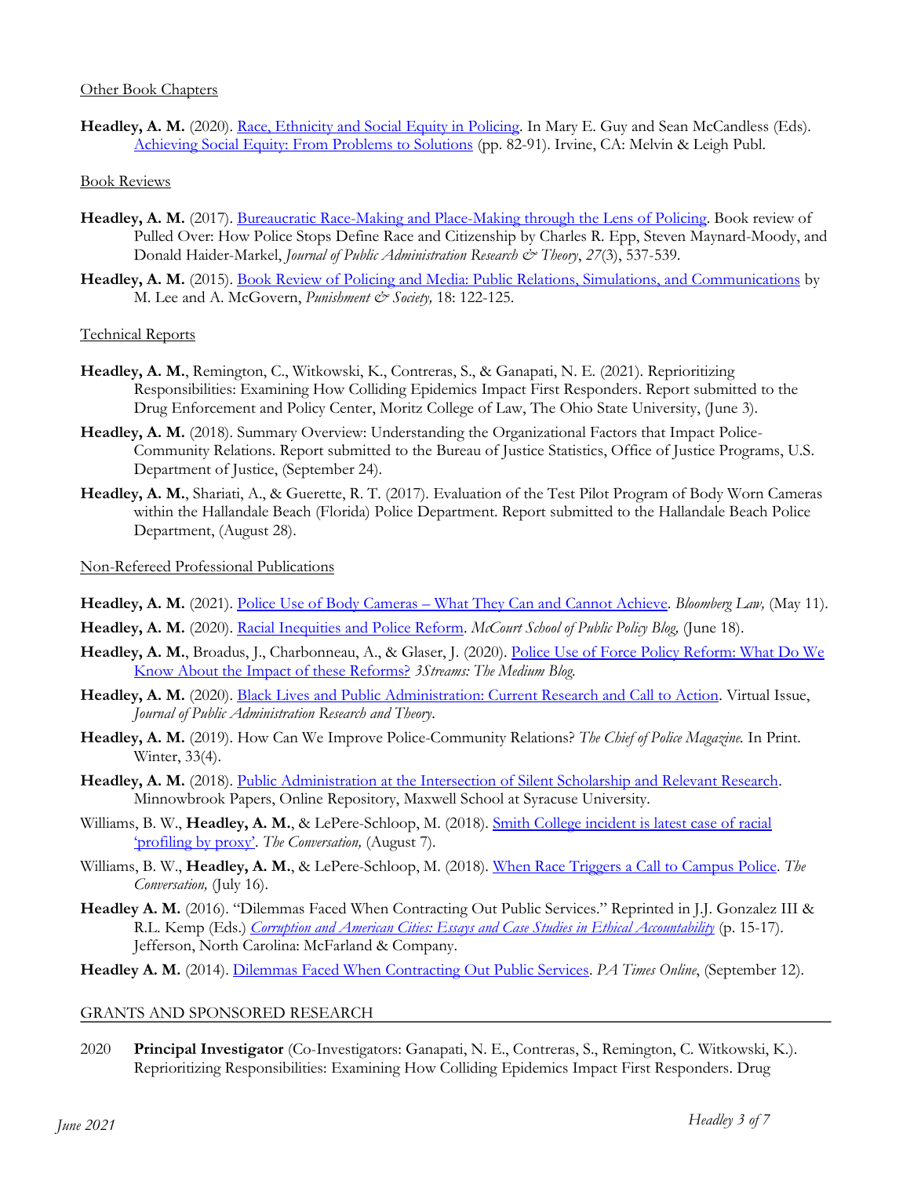Other Book Chapters

**Headley, A. M.** (2020). Race, Ethnicity and Social Equity in Policing. In Mary E. Guy and Sean McCandless (Eds). Achieving Social Equity: From Problems to Solutions (pp. 82-91). Irvine, CA: Melvin & Leigh Publ.

Book Reviews

**Headley, A. M.** (2017). Bureaucratic Race-Making and Place-Making through the Lens of Policing. Book review of Pulled Over: How Police Stops Define Race and Citizenship by Charles R. Epp, Steven Maynard-Moody, and Donald Haider-Markel, *Journal of Public Administration Research & Theory*, *27*(3), 537-539.

**Headley, A. M.** (2015). Book Review of Policing and Media: Public Relations, Simulations, and Communications by M. Lee and A. McGovern, *Punishment & Society,* 18: 122-125.

Technical Reports

**Headley, A. M.**, Remington, C., Witkowski, K., Contreras, S., & Ganapati, N. E. (2021). Reprioritizing Responsibilities: Examining How Colliding Epidemics Impact First Responders. Report submitted to the Drug Enforcement and Policy Center, Moritz College of Law, The Ohio State University, (June 3).

**Headley, A. M.** (2018). Summary Overview: Understanding the Organizational Factors that Impact Police-Community Relations. Report submitted to the Bureau of Justice Statistics, Office of Justice Programs, U.S. Department of Justice, (September 24).

**Headley, A. M.**, Shariati, A., & Guerette, R. T. (2017). Evaluation of the Test Pilot Program of Body Worn Cameras within the Hallandale Beach (Florida) Police Department. Report submitted to the Hallandale Beach Police Department, (August 28).

Non-Refereed Professional Publications

**Headley, A. M.** (2021). Police Use of Body Cameras – What They Can and Cannot Achieve. *Bloomberg Law,* (May 11).

**Headley, A. M.** (2020). Racial Inequities and Police Reform. *McCourt School of Public Policy Blog,* (June 18).

**Headley, A. M.**, Broadus, J., Charbonneau, A., & Glaser, J. (2020). Police Use of Force Policy Reform: What Do We Know About the Impact of these Reforms? *3Streams: The Medium Blog.*

**Headley, A. M.** (2020). Black Lives and Public Administration: Current Research and Call to Action. Virtual Issue, *Journal of Public Administration Research and Theory*.

**Headley, A. M.** (2019). How Can We Improve Police-Community Relations? *The Chief of Police Magazine.* In Print. Winter, 33(4).

**Headley, A. M.** (2018). Public Administration at the Intersection of Silent Scholarship and Relevant Research. Minnowbrook Papers, Online Repository, Maxwell School at Syracuse University.

Williams, B. W., **Headley, A. M.**, & LePere-Schloop, M. (2018). Smith College incident is latest case of racial 'profiling by proxy'. *The Conversation,* (August 7).

Williams, B. W., **Headley, A. M.**, & LePere-Schloop, M. (2018). When Race Triggers a Call to Campus Police. *The Conversation,* (July 16).

**Headley A. M.** (2016). "Dilemmas Faced When Contracting Out Public Services." Reprinted in J.J. Gonzalez III & R.L. Kemp (Eds.) *Corruption and American Cities: Essays and Case Studies in Ethical Accountability* (p. 15-17). Jefferson, North Carolina: McFarland & Company.

**Headley A. M.** (2014). Dilemmas Faced When Contracting Out Public Services. *PA Times Online*, (September 12).

## GRANTS AND SPONSORED RESEARCH

2020 **Principal Investigator** (Co-Investigators: Ganapati, N. E., Contreras, S., Remington, C. Witkowski, K.). Reprioritizing Responsibilities: Examining How Colliding Epidemics Impact First Responders. Drug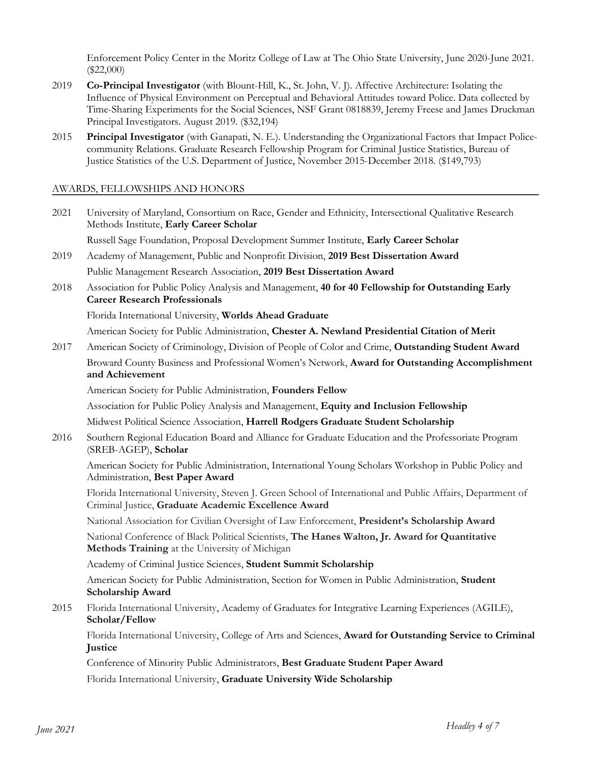Enforcement Policy Center in the Moritz College of Law at The Ohio State University, June 2020-June 2021. ($22,000)

2019 **Co-Principal Investigator** (with Blount-Hill, K., St. John, V. J). Affective Architecture: Isolating the Influence of Physical Environment on Perceptual and Behavioral Attitudes toward Police. Data collected by Time-Sharing Experiments for the Social Sciences, NSF Grant 0818839, Jeremy Freese and James Druckman Principal Investigators. August 2019. ($32,194)

2015 **Principal Investigator** (with Ganapati, N. E.). Understanding the Organizational Factors that Impact Police-community Relations. Graduate Research Fellowship Program for Criminal Justice Statistics, Bureau of Justice Statistics of the U.S. Department of Justice, November 2015-December 2018. ($149,793)

## AWARDS, FELLOWSHIPS AND HONORS

2021 University of Maryland, Consortium on Race, Gender and Ethnicity, Intersectional Qualitative Research Methods Institute, **Early Career Scholar**

Russell Sage Foundation, Proposal Development Summer Institute, **Early Career Scholar**

2019 Academy of Management, Public and Nonprofit Division, **2019 Best Dissertation Award**

Public Management Research Association, **2019 Best Dissertation Award**

2018 Association for Public Policy Analysis and Management, **40 for 40 Fellowship for Outstanding Early Career Research Professionals**

Florida International University, **Worlds Ahead Graduate**

American Society for Public Administration, **Chester A. Newland Presidential Citation of Merit**

2017 American Society of Criminology, Division of People of Color and Crime, **Outstanding Student Award**

Broward County Business and Professional Women's Network, **Award for Outstanding Accomplishment and Achievement**

American Society for Public Administration, **Founders Fellow**

Association for Public Policy Analysis and Management, **Equity and Inclusion Fellowship**

Midwest Political Science Association, **Harrell Rodgers Graduate Student Scholarship**

2016 Southern Regional Education Board and Alliance for Graduate Education and the Professoriate Program (SREB-AGEP), **Scholar**

American Society for Public Administration, International Young Scholars Workshop in Public Policy and Administration, **Best Paper Award**

Florida International University, Steven J. Green School of International and Public Affairs, Department of Criminal Justice, **Graduate Academic Excellence Award**

National Association for Civilian Oversight of Law Enforcement, **President's Scholarship Award**

National Conference of Black Political Scientists, **The Hanes Walton, Jr. Award for Quantitative Methods Training** at the University of Michigan

Academy of Criminal Justice Sciences, **Student Summit Scholarship**

American Society for Public Administration, Section for Women in Public Administration, **Student Scholarship Award**

2015 Florida International University, Academy of Graduates for Integrative Learning Experiences (AGILE), **Scholar/Fellow**

Florida International University, College of Arts and Sciences, **Award for Outstanding Service to Criminal Justice**

Conference of Minority Public Administrators, **Best Graduate Student Paper Award**

Florida International University, **Graduate University Wide Scholarship**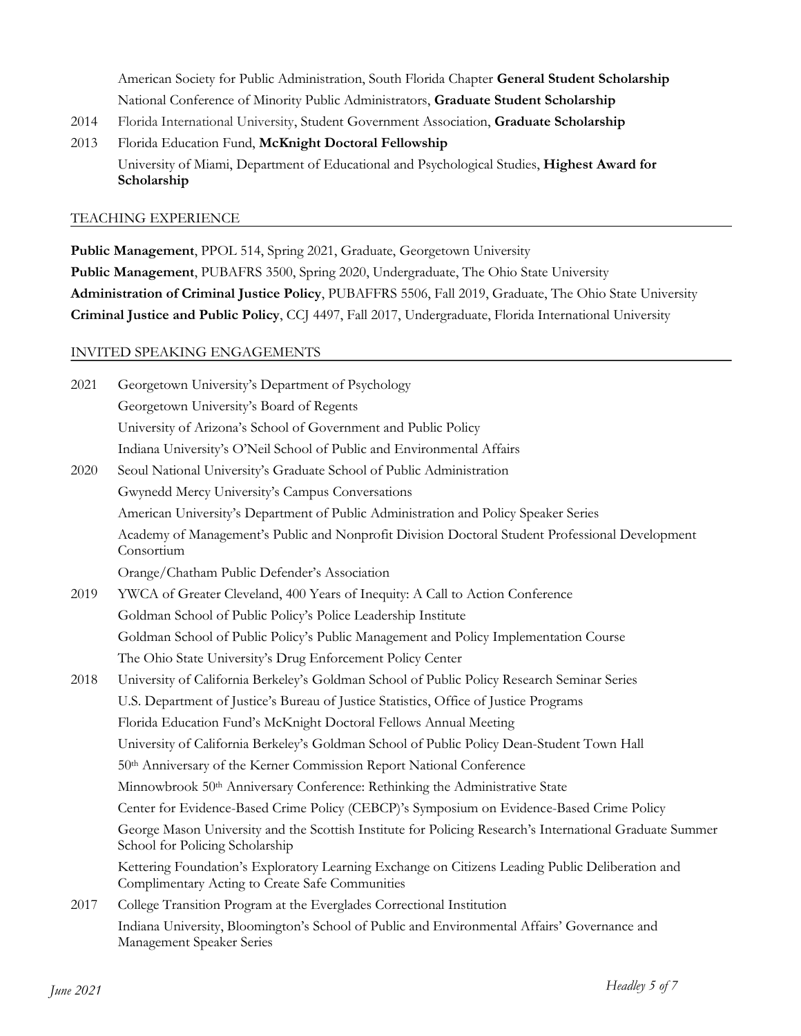American Society for Public Administration, South Florida Chapter **General Student Scholarship**

National Conference of Minority Public Administrators, **Graduate Student Scholarship**

2014 Florida International University, Student Government Association, **Graduate Scholarship**

2013 Florida Education Fund, **McKnight Doctoral Fellowship**

University of Miami, Department of Educational and Psychological Studies, **Highest Award for Scholarship**

## TEACHING EXPERIENCE

**Public Management**, PPOL 514, Spring 2021, Graduate, Georgetown University

**Public Management**, PUBAFRS 3500, Spring 2020, Undergraduate, The Ohio State University

**Administration of Criminal Justice Policy**, PUBAFFRS 5506, Fall 2019, Graduate, The Ohio State University

**Criminal Justice and Public Policy**, CCJ 4497, Fall 2017, Undergraduate, Florida International University

## INVITED SPEAKING ENGAGEMENTS

2021 Georgetown University's Department of Psychology

Georgetown University's Board of Regents

University of Arizona's School of Government and Public Policy

Indiana University's O'Neil School of Public and Environmental Affairs

2020 Seoul National University's Graduate School of Public Administration

Gwynedd Mercy University's Campus Conversations

American University's Department of Public Administration and Policy Speaker Series

Academy of Management's Public and Nonprofit Division Doctoral Student Professional Development Consortium

Orange/Chatham Public Defender's Association

2019 YWCA of Greater Cleveland, 400 Years of Inequity: A Call to Action Conference

Goldman School of Public Policy's Police Leadership Institute

Goldman School of Public Policy's Public Management and Policy Implementation Course

The Ohio State University's Drug Enforcement Policy Center

2018 University of California Berkeley's Goldman School of Public Policy Research Seminar Series

U.S. Department of Justice's Bureau of Justice Statistics, Office of Justice Programs

Florida Education Fund's McKnight Doctoral Fellows Annual Meeting

University of California Berkeley's Goldman School of Public Policy Dean-Student Town Hall

50th Anniversary of the Kerner Commission Report National Conference

Minnowbrook 50th Anniversary Conference: Rethinking the Administrative State

Center for Evidence-Based Crime Policy (CEBCP)'s Symposium on Evidence-Based Crime Policy

George Mason University and the Scottish Institute for Policing Research's International Graduate Summer School for Policing Scholarship

Kettering Foundation's Exploratory Learning Exchange on Citizens Leading Public Deliberation and Complimentary Acting to Create Safe Communities

2017 College Transition Program at the Everglades Correctional Institution

Indiana University, Bloomington's School of Public and Environmental Affairs' Governance and Management Speaker Series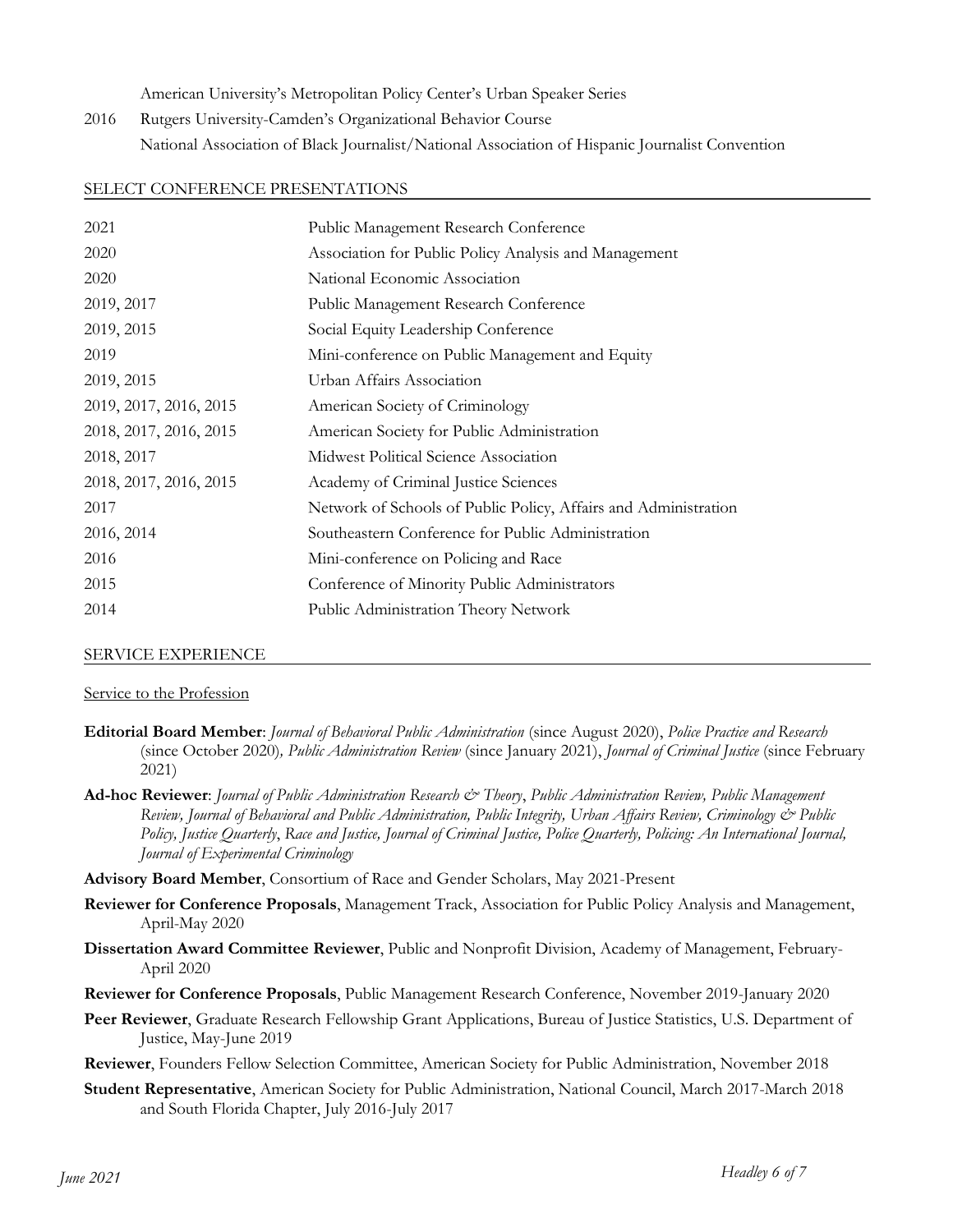American University's Metropolitan Policy Center's Urban Speaker Series

2016 Rutgers University-Camden's Organizational Behavior Course

National Association of Black Journalist/National Association of Hispanic Journalist Convention

## SELECT CONFERENCE PRESENTATIONS

| | |
|---|---|
| 2021 | Public Management Research Conference |
| 2020 | Association for Public Policy Analysis and Management |
| 2020 | National Economic Association |
| 2019, 2017 | Public Management Research Conference |
| 2019, 2015 | Social Equity Leadership Conference |
| 2019 | Mini-conference on Public Management and Equity |
| 2019, 2015 | Urban Affairs Association |
| 2019, 2017, 2016, 2015 | American Society of Criminology |
| 2018, 2017, 2016, 2015 | American Society for Public Administration |
| 2018, 2017 | Midwest Political Science Association |
| 2018, 2017, 2016, 2015 | Academy of Criminal Justice Sciences |
| 2017 | Network of Schools of Public Policy, Affairs and Administration |
| 2016, 2014 | Southeastern Conference for Public Administration |
| 2016 | Mini-conference on Policing and Race |
| 2015 | Conference of Minority Public Administrators |
| 2014 | Public Administration Theory Network |

## SERVICE EXPERIENCE

### Service to the Profession

**Editorial Board Member**: *Journal of Behavioral Public Administration* (since August 2020), *Police Practice and Research* (since October 2020)*, Public Administration Review* (since January 2021), *Journal of Criminal Justice* (since February 2021)

**Ad-hoc Reviewer**: *Journal of Public Administration Research & Theory*, *Public Administration Review, Public Management Review, Journal of Behavioral and Public Administration, Public Integrity, Urban Affairs Review, Criminology & Public Policy, Justice Quarterly*, *Race and Justice, Journal of Criminal Justice, Police Quarterly, Policing: An International Journal, Journal of Experimental Criminology*

**Advisory Board Member**, Consortium of Race and Gender Scholars, May 2021-Present

**Reviewer for Conference Proposals**, Management Track, Association for Public Policy Analysis and Management, April-May 2020

**Dissertation Award Committee Reviewer**, Public and Nonprofit Division, Academy of Management, February-April 2020

**Reviewer for Conference Proposals**, Public Management Research Conference, November 2019-January 2020

**Peer Reviewer**, Graduate Research Fellowship Grant Applications, Bureau of Justice Statistics, U.S. Department of Justice, May-June 2019

**Reviewer**, Founders Fellow Selection Committee, American Society for Public Administration, November 2018

**Student Representative**, American Society for Public Administration, National Council, March 2017-March 2018 and South Florida Chapter, July 2016-July 2017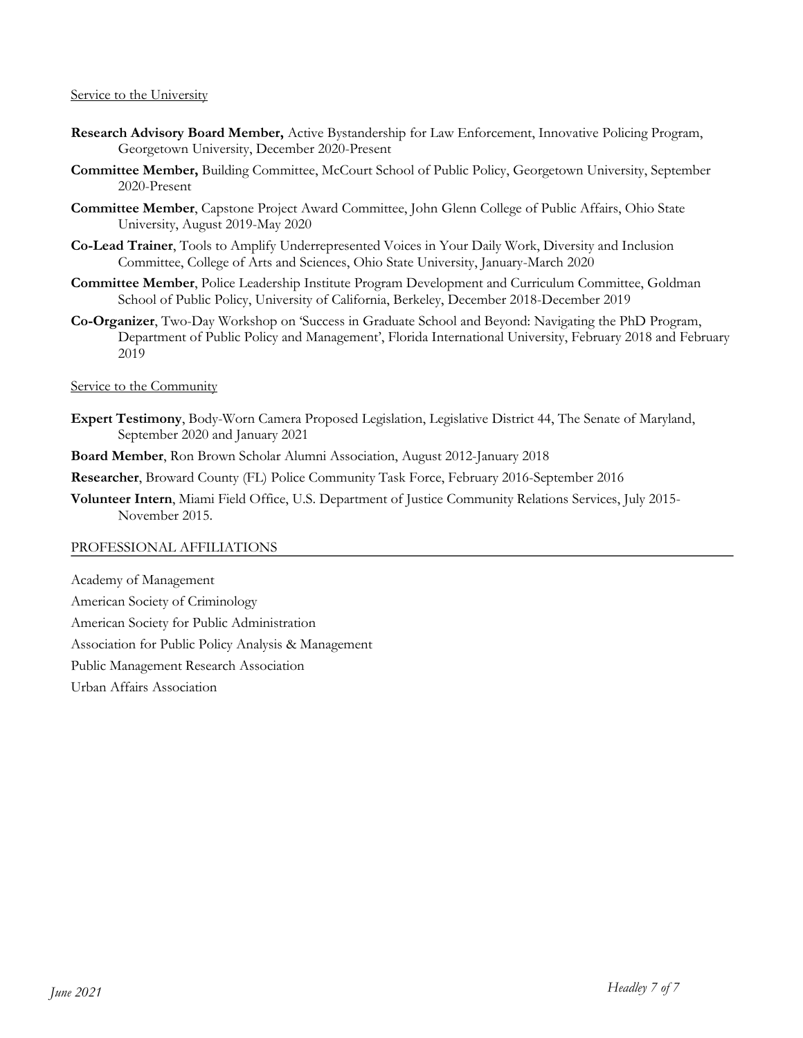Service to the University

**Research Advisory Board Member,** Active Bystandership for Law Enforcement, Innovative Policing Program, Georgetown University, December 2020-Present

**Committee Member,** Building Committee, McCourt School of Public Policy, Georgetown University, September 2020-Present

**Committee Member**, Capstone Project Award Committee, John Glenn College of Public Affairs, Ohio State University, August 2019-May 2020

**Co-Lead Trainer**, Tools to Amplify Underrepresented Voices in Your Daily Work, Diversity and Inclusion Committee, College of Arts and Sciences, Ohio State University, January-March 2020

**Committee Member**, Police Leadership Institute Program Development and Curriculum Committee, Goldman School of Public Policy, University of California, Berkeley, December 2018-December 2019

**Co-Organizer**, Two-Day Workshop on 'Success in Graduate School and Beyond: Navigating the PhD Program, Department of Public Policy and Management', Florida International University, February 2018 and February 2019

Service to the Community

**Expert Testimony**, Body-Worn Camera Proposed Legislation, Legislative District 44, The Senate of Maryland, September 2020 and January 2021

**Board Member**, Ron Brown Scholar Alumni Association, August 2012-January 2018

**Researcher**, Broward County (FL) Police Community Task Force, February 2016-September 2016

**Volunteer Intern**, Miami Field Office, U.S. Department of Justice Community Relations Services, July 2015-November 2015.

## PROFESSIONAL AFFILIATIONS

Academy of Management

American Society of Criminology

American Society for Public Administration

Association for Public Policy Analysis & Management

Public Management Research Association

Urban Affairs Association